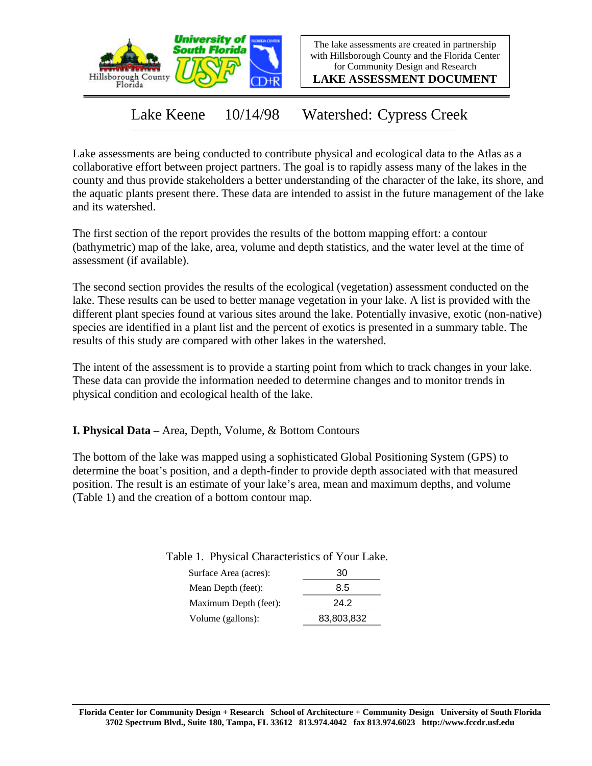The lake assessments are created in partnership with Hillsborough County and the Florida Center for Community Design and Research

**LAKE ASSESSMENT DOCUMENT**

# Lake Keene 10/14/98 Watershed: Cypress Creek

Lake assessments are being conducted to contribute physical and ecological data to the Atlas as a collaborative effort between project partners. The goal is to rapidly assess many of the lakes in the county and thus provide stakeholders a better understanding of the character of the lake, its shore, and the aquatic plants present there. These data are intended to assist in the future management of the lake and its watershed.

The first section of the report provides the results of the bottom mapping effort: a contour (bathymetric) map of the lake, area, volume and depth statistics, and the water level at the time of assessment (if available).

The second section provides the results of the ecological (vegetation) assessment conducted on the lake. These results can be used to better manage vegetation in your lake. A list is provided with the different plant species found at various sites around the lake. Potentially invasive, exotic (non-native) species are identified in a plant list and the percent of exotics is presented in a summary table. The results of this study are compared with other lakes in the watershed.

The intent of the assessment is to provide a starting point from which to track changes in your lake. These data can provide the information needed to determine changes and to monitor trends in physical condition and ecological health of the lake.

## I. Physical Data – Area, Depth, Volume, & Bottom Contours

The bottom of the lake was mapped using a sophisticated Global Positioning System (GPS) to determine the boat's position, and a depth-finder to provide depth associated with that measured position. The result is an estimate of your lake's area, mean and maximum depths, and volume (Table 1) and the creation of a bottom contour map.

Table 1. Physical Characteristics of Your Lake.

| | |
|---|---|
| Surface Area (acres): | 30 |
| Mean Depth (feet): | 8.5 |
| Maximum Depth (feet): | 24.2 |
| Volume (gallons): | 83,803,832 |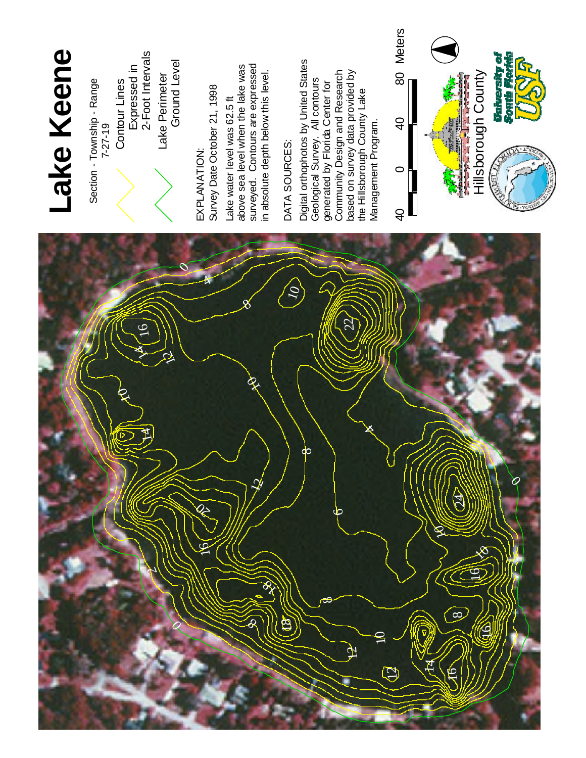# Lake Keene

Section - Township - Range
7-27-19

Contour Lines
Expressed in
2-Foot Intervals

Lake Perimeter
Ground Level

EXPLANATION:
Survey Date October 21, 1998

Lake water level was 62.5 ft above sea level when the lake was surveyed. Contours are expressed in absolute depth below this level.

DATA SOURCES:

Digital orthophotos by United States Geological Survey. All contours generated by Florida Center for Community Design and Research based on survey data provided by the Hillsborough County Lake Management Program.

40 0 40 80 Meters

Hillsborough County

University of South Florida
USF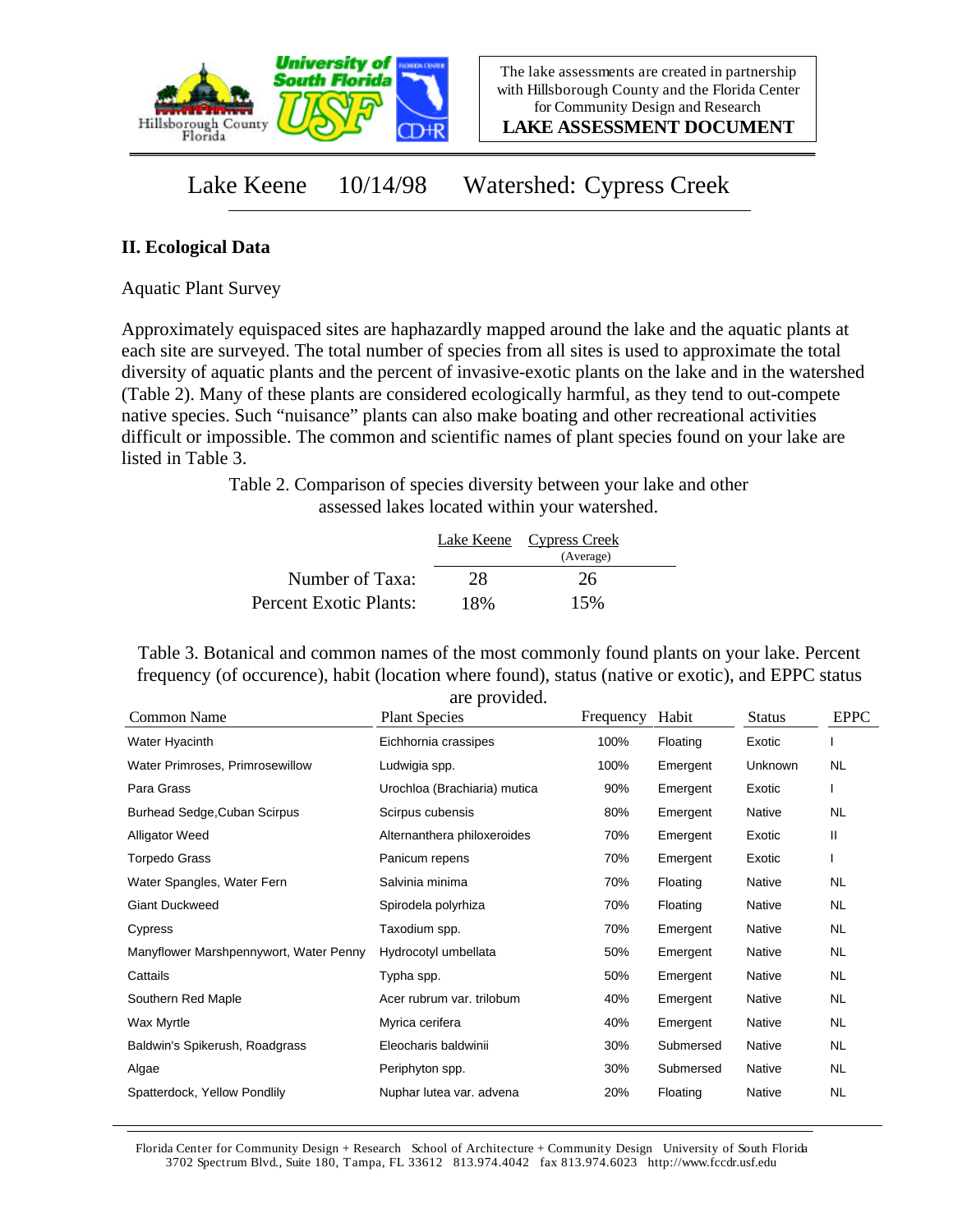Lake Keene 10/14/98 Watershed: Cypress Creek

## II. Ecological Data

Aquatic Plant Survey

Approximately equispaced sites are haphazardly mapped around the lake and the aquatic plants at each site are surveyed. The total number of species from all sites is used to approximate the total diversity of aquatic plants and the percent of invasive-exotic plants on the lake and in the watershed (Table 2). Many of these plants are considered ecologically harmful, as they tend to out-compete native species. Such "nuisance" plants can also make boating and other recreational activities difficult or impossible. The common and scientific names of plant species found on your lake are listed in Table 3.

Table 2. Comparison of species diversity between your lake and other assessed lakes located within your watershed.

| | Lake Keene | Cypress Creek (Average) |
|---|---|---|
| Number of Taxa: | 28 | 26 |
| Percent Exotic Plants: | 18% | 15% |

Table 3. Botanical and common names of the most commonly found plants on your lake. Percent frequency (of occurence), habit (location where found), status (native or exotic), and EPPC status are provided.

| Common Name | Plant Species | Frequency | Habit | Status | EPPC |
|---|---|---|---|---|---|
| Water Hyacinth | Eichhornia crassipes | 100% | Floating | Exotic | I |
| Water Primroses, Primrosewillow | Ludwigia spp. | 100% | Emergent | Unknown | NL |
| Para Grass | Urochloa (Brachiaria) mutica | 90% | Emergent | Exotic | I |
| Burhead Sedge,Cuban Scirpus | Scirpus cubensis | 80% | Emergent | Native | NL |
| Alligator Weed | Alternanthera philoxeroides | 70% | Emergent | Exotic | II |
| Torpedo Grass | Panicum repens | 70% | Emergent | Exotic | I |
| Water Spangles, Water Fern | Salvinia minima | 70% | Floating | Native | NL |
| Giant Duckweed | Spirodela polyrhiza | 70% | Floating | Native | NL |
| Cypress | Taxodium spp. | 70% | Emergent | Native | NL |
| Manyflower Marshpennywort, Water Penny | Hydrocotyl umbellata | 50% | Emergent | Native | NL |
| Cattails | Typha spp. | 50% | Emergent | Native | NL |
| Southern Red Maple | Acer rubrum var. trilobum | 40% | Emergent | Native | NL |
| Wax Myrtle | Myrica cerifera | 40% | Emergent | Native | NL |
| Baldwin's Spikerush, Roadgrass | Eleocharis baldwinii | 30% | Submersed | Native | NL |
| Algae | Periphyton spp. | 30% | Submersed | Native | NL |
| Spatterdock, Yellow Pondlily | Nuphar lutea var. advena | 20% | Floating | Native | NL |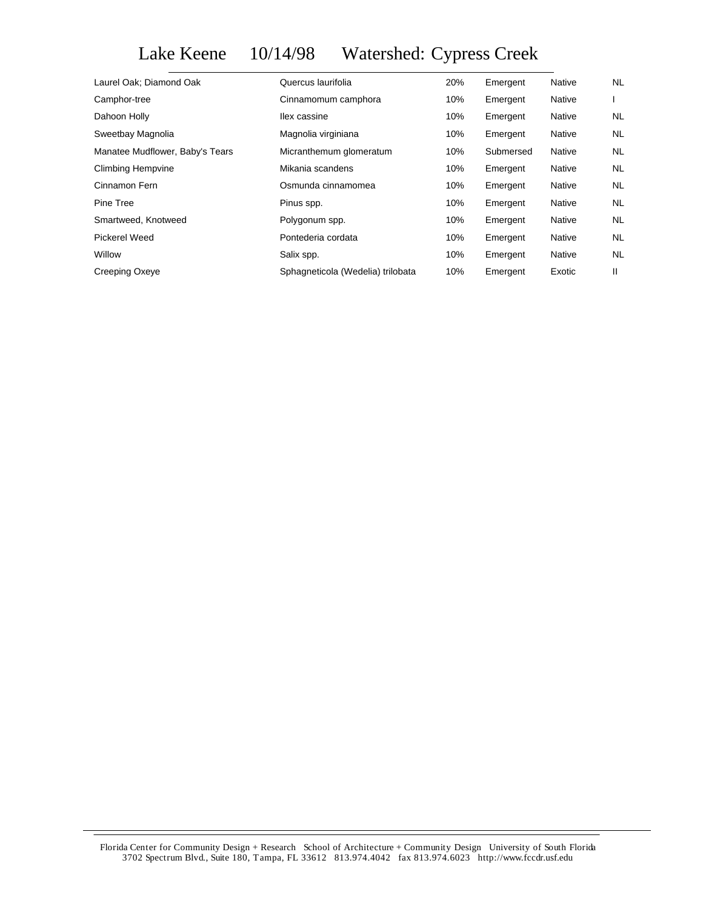# Lake Keene 10/14/98 Watershed: Cypress Creek

| | | | | | |
|---|---|---|---|---|---|
| Laurel Oak; Diamond Oak | Quercus laurifolia | 20% | Emergent | Native | NL |
| Camphor-tree | Cinnamomum camphora | 10% | Emergent | Native | I |
| Dahoon Holly | Ilex cassine | 10% | Emergent | Native | NL |
| Sweetbay Magnolia | Magnolia virginiana | 10% | Emergent | Native | NL |
| Manatee Mudflower, Baby's Tears | Micranthemum glomeratum | 10% | Submersed | Native | NL |
| Climbing Hempvine | Mikania scandens | 10% | Emergent | Native | NL |
| Cinnamon Fern | Osmunda cinnamomea | 10% | Emergent | Native | NL |
| Pine Tree | Pinus spp. | 10% | Emergent | Native | NL |
| Smartweed, Knotweed | Polygonum spp. | 10% | Emergent | Native | NL |
| Pickerel Weed | Pontederia cordata | 10% | Emergent | Native | NL |
| Willow | Salix spp. | 10% | Emergent | Native | NL |
| Creeping Oxeye | Sphagneticola (Wedelia) trilobata | 10% | Emergent | Exotic | II |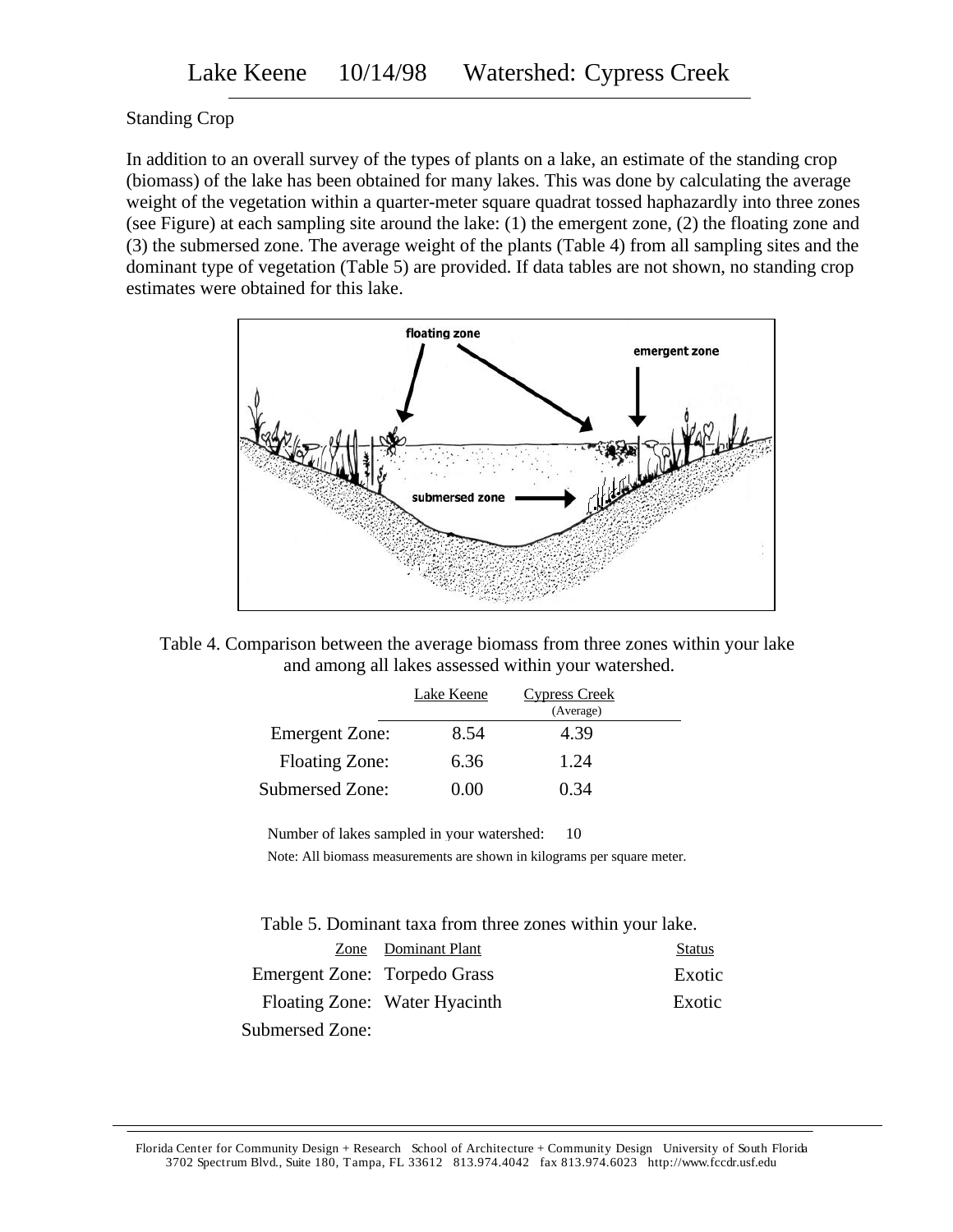# Lake Keene 10/14/98 Watershed: Cypress Creek

Standing Crop

In addition to an overall survey of the types of plants on a lake, an estimate of the standing crop (biomass) of the lake has been obtained for many lakes. This was done by calculating the average weight of the vegetation within a quarter-meter square quadrat tossed haphazardly into three zones (see Figure) at each sampling site around the lake: (1) the emergent zone, (2) the floating zone and (3) the submersed zone. The average weight of the plants (Table 4) from all sampling sites and the dominant type of vegetation (Table 5) are provided. If data tables are not shown, no standing crop estimates were obtained for this lake.

floating zone

emergent zone

submersed zone

Table 4. Comparison between the average biomass from three zones within your lake and among all lakes assessed within your watershed.

| | Lake Keene | Cypress Creek (Average) |
|---|---|---|
| Emergent Zone: | 8.54 | 4.39 |
| Floating Zone: | 6.36 | 1.24 |
| Submersed Zone: | 0.00 | 0.34 |

Number of lakes sampled in your watershed: 10

Note: All biomass measurements are shown in kilograms per square meter.

Table 5. Dominant taxa from three zones within your lake.

| Zone | Dominant Plant | Status |
|---|---|---|
| Emergent Zone: | Torpedo Grass | Exotic |
| Floating Zone: | Water Hyacinth | Exotic |
| Submersed Zone: | | |